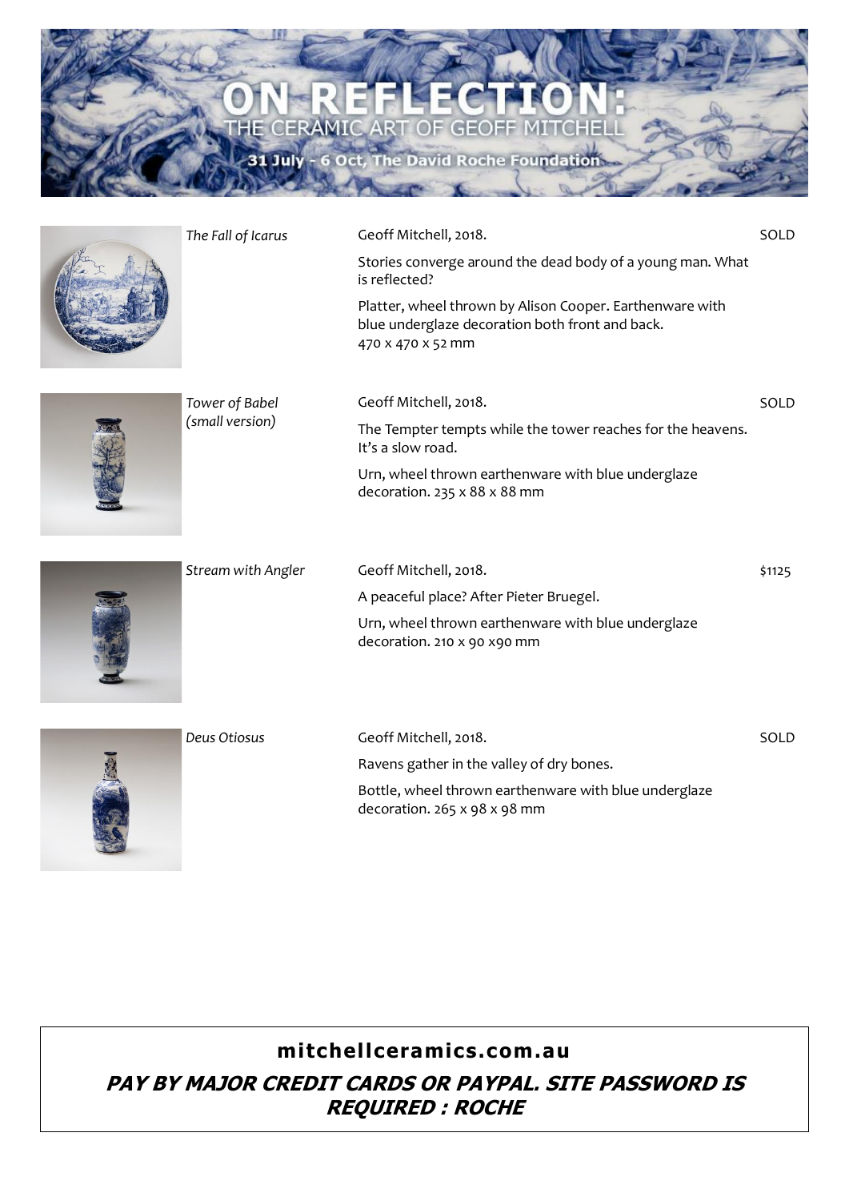# ON REFLECTION:

## THE CERAMIC ART OF GEOFF MITCHELL

31 July - 6 Oct, The David Roche Foundation

| Title | Details | Price |
| --- | --- | --- |
| *The Fall of Icarus* | Geoff Mitchell, 2018. Stories converge around the dead body of a young man. What is reflected? Platter, wheel thrown by Alison Cooper. Earthenware with blue underglaze decoration both front and back. 470 x 470 x 52 mm | SOLD |
| *Tower of Babel (small version)* | Geoff Mitchell, 2018. The Tempter tempts while the tower reaches for the heavens. It's a slow road. Urn, wheel thrown earthenware with blue underglaze decoration. 235 x 88 x 88 mm | SOLD |
| *Stream with Angler* | Geoff Mitchell, 2018. A peaceful place? After Pieter Bruegel. Urn, wheel thrown earthenware with blue underglaze decoration. 210 x 90 x90 mm | $1125 |
| *Deus Otiosus* | Geoff Mitchell, 2018. Ravens gather in the valley of dry bones. Bottle, wheel thrown earthenware with blue underglaze decoration. 265 x 98 x 98 mm | SOLD |

**mitchellceramics.com.au**

***PAY BY MAJOR CREDIT CARDS OR PAYPAL. SITE PASSWORD IS REQUIRED : ROCHE***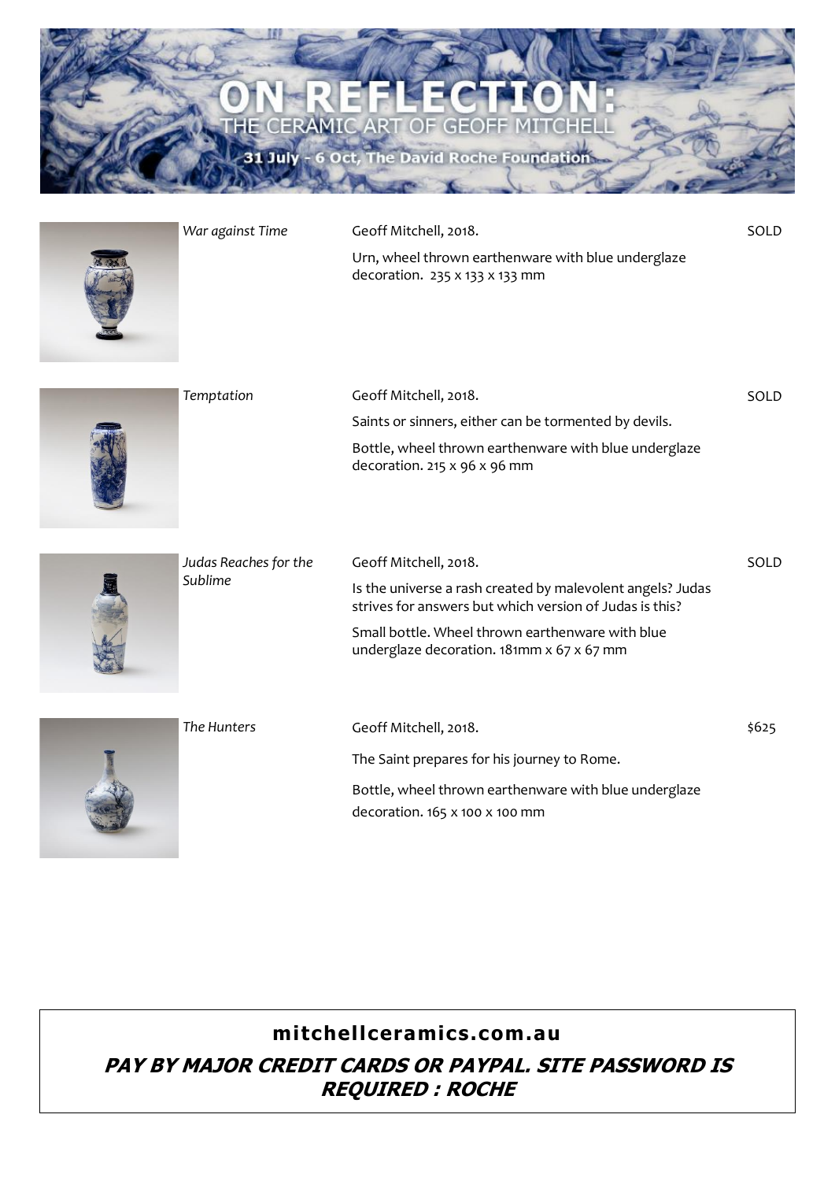# ON REFLECTION:

## THE CERAMIC ART OF GEOFF MITCHELL

31 July - 6 Oct, The David Roche Foundation

| Title | Details | Price |
| --- | --- | --- |
| *War against Time* | Geoff Mitchell, 2018.<br><br>Urn, wheel thrown earthenware with blue underglaze decoration. 235 x 133 x 133 mm | SOLD |
| *Temptation* | Geoff Mitchell, 2018.<br><br>Saints or sinners, either can be tormented by devils.<br><br>Bottle, wheel thrown earthenware with blue underglaze decoration. 215 x 96 x 96 mm | SOLD |
| *Judas Reaches for the Sublime* | Geoff Mitchell, 2018.<br><br>Is the universe a rash created by malevolent angels? Judas strives for answers but which version of Judas is this?<br><br>Small bottle. Wheel thrown earthenware with blue underglaze decoration. 181mm x 67 x 67 mm | SOLD |
| *The Hunters* | Geoff Mitchell, 2018.<br><br>The Saint prepares for his journey to Rome.<br><br>Bottle, wheel thrown earthenware with blue underglaze decoration. 165 x 100 x 100 mm | $625 |

**mitchellceramics.com.au**

***PAY BY MAJOR CREDIT CARDS OR PAYPAL. SITE PASSWORD IS REQUIRED : ROCHE***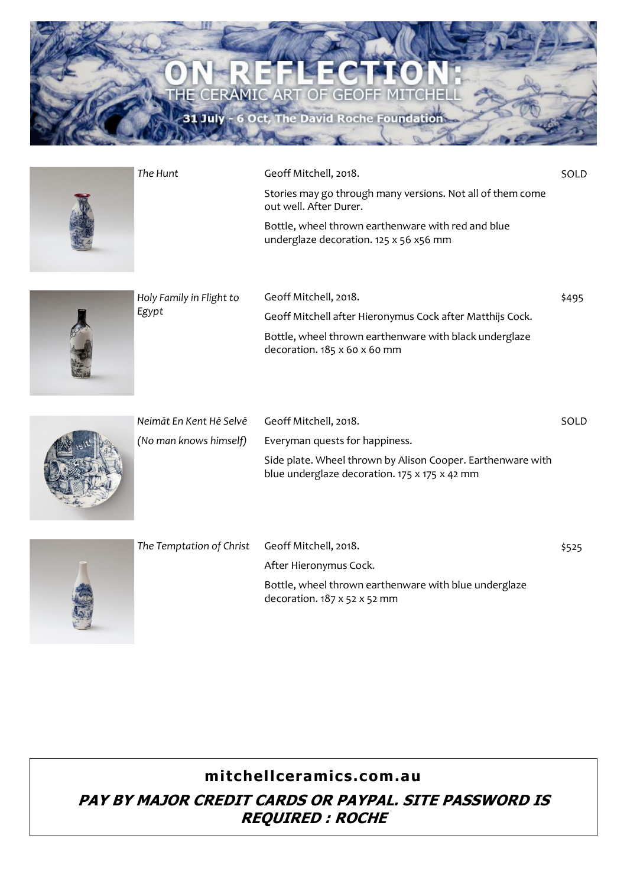# ON REFLECTION:

## THE CERAMIC ART OF GEOFF MITCHELL

**31 July - 6 Oct, The David Roche Foundation**

| Title | Details | Price |
| --- | --- | --- |
| *The Hunt* | Geoff Mitchell, 2018.<br><br>Stories may go through many versions. Not all of them come out well. After Durer.<br><br>Bottle, wheel thrown earthenware with red and blue underglaze decoration. 125 x 56 x56 mm | SOLD |
| *Holy Family in Flight to Egypt* | Geoff Mitchell, 2018.<br><br>Geoff Mitchell after Hieronymus Cock after Matthijs Cock.<br><br>Bottle, wheel thrown earthenware with black underglaze decoration. 185 x 60 x 60 mm | $495 |
| *Neimāt En Kent Hē Selvē (No man knows himself)* | Geoff Mitchell, 2018.<br><br>Everyman quests for happiness.<br><br>Side plate. Wheel thrown by Alison Cooper. Earthenware with blue underglaze decoration. 175 x 175 x 42 mm | SOLD |
| *The Temptation of Christ* | Geoff Mitchell, 2018.<br><br>After Hieronymus Cock.<br><br>Bottle, wheel thrown earthenware with blue underglaze decoration. 187 x 52 x 52 mm | $525 |

**mitchellceramics.com.au**

***PAY BY MAJOR CREDIT CARDS OR PAYPAL. SITE PASSWORD IS REQUIRED : ROCHE***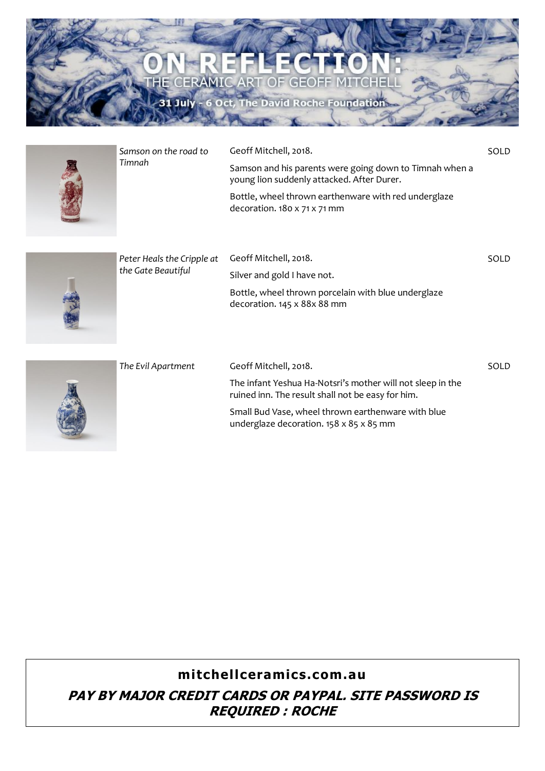# ON REFLECTION:

THE CERAMIC ART OF GEOFF MITCHELL

31 July - 6 Oct, The David Roche Foundation

| | | | |
|---|---|---|---|
| *Samson on the road to Timnah* | Geoff Mitchell, 2018.<br><br>Samson and his parents were going down to Timnah when a young lion suddenly attacked. After Durer.<br><br>Bottle, wheel thrown earthenware with red underglaze decoration. 180 x 71 x 71 mm | SOLD |
| *Peter Heals the Cripple at the Gate Beautiful* | Geoff Mitchell, 2018.<br><br>Silver and gold I have not.<br><br>Bottle, wheel thrown porcelain with blue underglaze decoration. 145 x 88x 88 mm | SOLD |
| *The Evil Apartment* | Geoff Mitchell, 2018.<br><br>The infant Yeshua Ha-Notsri's mother will not sleep in the ruined inn. The result shall not be easy for him.<br><br>Small Bud Vase, wheel thrown earthenware with blue underglaze decoration. 158 x 85 x 85 mm | SOLD |

**mitchellceramics.com.au**

***PAY BY MAJOR CREDIT CARDS OR PAYPAL. SITE PASSWORD IS REQUIRED : ROCHE***